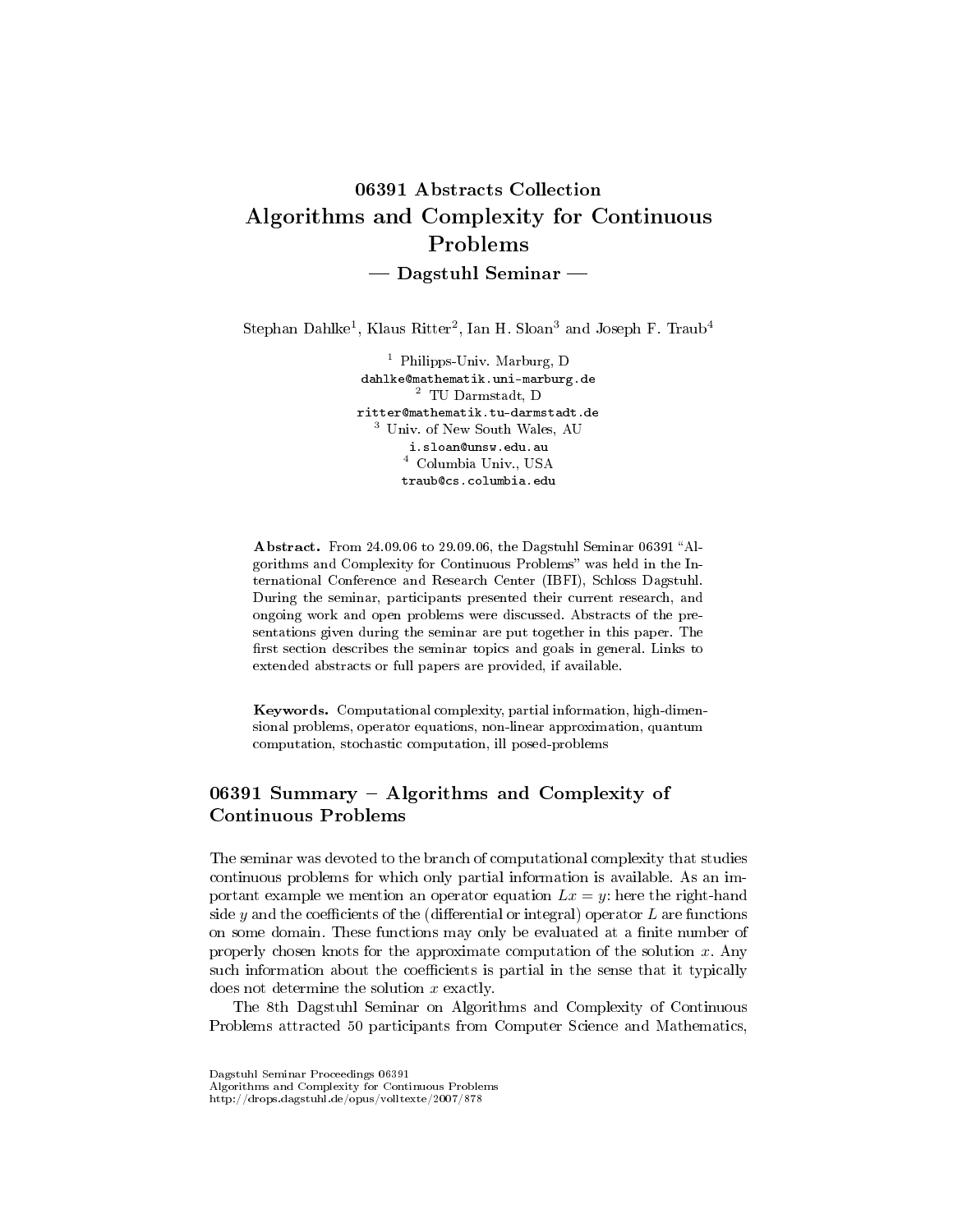# 06391 Abstracts Collection
# Algorithms and Complexity for Continuous Problems
## — Dagstuhl Seminar —

Stephan Dahlke[1], Klaus Ritter[2], Ian H. Sloan[3] and Joseph F. Traub[4]

[1] Philipps-Univ. Marburg, D
dahlke@mathematik.uni-marburg.de
[2] TU Darmstadt, D
ritter@mathematik.tu-darmstadt.de
[3] Univ. of New South Wales, AU
i.sloan@unsw.edu.au
[4] Columbia Univ., USA
traub@cs.columbia.edu

**Abstract.** From 24.09.06 to 29.09.06, the Dagstuhl Seminar 06391 "Algorithms and Complexity for Continuous Problems" was held in the International Conference and Research Center (IBFI), Schloss Dagstuhl. During the seminar, participants presented their current research, and ongoing work and open problems were discussed. Abstracts of the presentations given during the seminar are put together in this paper. The first section describes the seminar topics and goals in general. Links to extended abstracts or full papers are provided, if available.

**Keywords.** Computational complexity, partial information, high-dimensional problems, operator equations, non-linear approximation, quantum computation, stochastic computation, ill posed-problems

## 06391 Summary – Algorithms and Complexity of Continuous Problems

The seminar was devoted to the branch of computational complexity that studies continuous problems for which only partial information is available. As an important example we mention an operator equation $Lx = y$: here the right-hand side $y$ and the coefficients of the (differential or integral) operator $L$ are functions on some domain. These functions may only be evaluated at a finite number of properly chosen knots for the approximate computation of the solution $x$. Any such information about the coefficients is partial in the sense that it typically does not determine the solution $x$ exactly.

The 8th Dagstuhl Seminar on Algorithms and Complexity of Continuous Problems attracted 50 participants from Computer Science and Mathematics,

Dagstuhl Seminar Proceedings 06391
Algorithms and Complexity for Continuous Problems
http://drops.dagstuhl.de/opus/volltexte/2007/878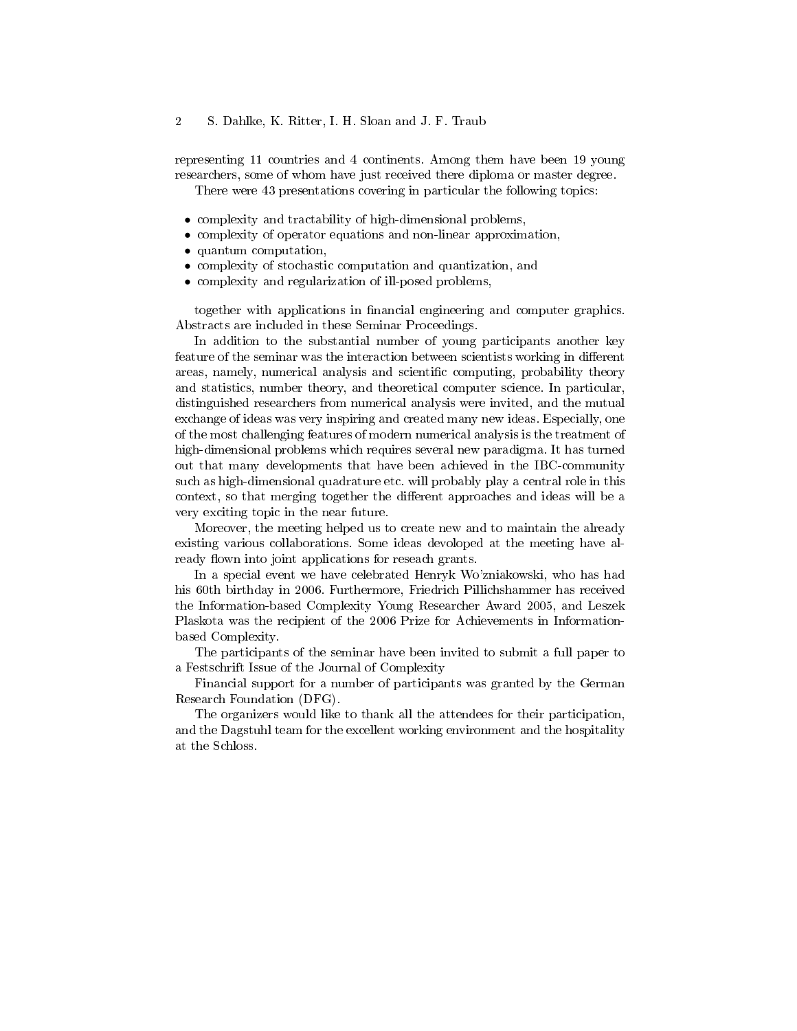representing 11 countries and 4 continents. Among them have been 19 young researchers, some of whom have just received there diploma or master degree.

There were 43 presentations covering in particular the following topics:

- complexity and tractability of high-dimensional problems,
- complexity of operator equations and non-linear approximation,
- quantum computation,
- complexity of stochastic computation and quantization, and
- complexity and regularization of ill-posed problems,

together with applications in financial engineering and computer graphics. Abstracts are included in these Seminar Proceedings.

In addition to the substantial number of young participants another key feature of the seminar was the interaction between scientists working in different areas, namely, numerical analysis and scientific computing, probability theory and statistics, number theory, and theoretical computer science. In particular, distinguished researchers from numerical analysis were invited, and the mutual exchange of ideas was very inspiring and created many new ideas. Especially, one of the most challenging features of modern numerical analysis is the treatment of high-dimensional problems which requires several new paradigma. It has turned out that many developments that have been achieved in the IBC-community such as high-dimensional quadrature etc. will probably play a central role in this context, so that merging together the different approaches and ideas will be a very exciting topic in the near future.

Moreover, the meeting helped us to create new and to maintain the already existing various collaborations. Some ideas devoloped at the meeting have already flown into joint applications for reseach grants.

In a special event we have celebrated Henryk Wo'zniakowski, who has had his 60th birthday in 2006. Furthermore, Friedrich Pillichshammer has received the Information-based Complexity Young Researcher Award 2005, and Leszek Plaskota was the recipient of the 2006 Prize for Achievements in Information-based Complexity.

The participants of the seminar have been invited to submit a full paper to a Festschrift Issue of the Journal of Complexity

Financial support for a number of participants was granted by the German Research Foundation (DFG).

The organizers would like to thank all the attendees for their participation, and the Dagstuhl team for the excellent working environment and the hospitality at the Schloss.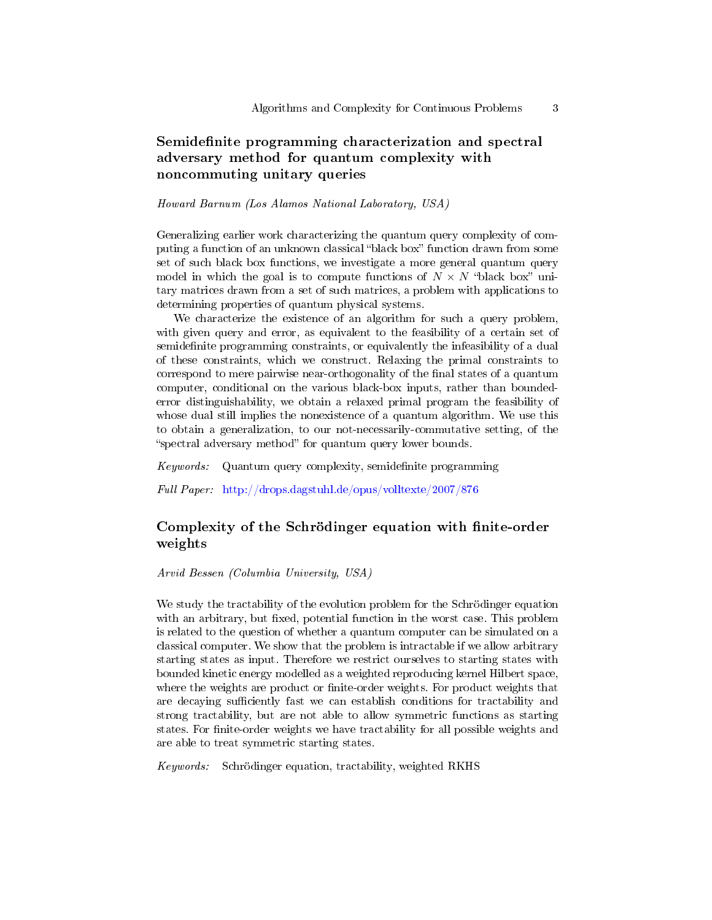## Semidefinite programming characterization and spectral adversary method for quantum complexity with noncommuting unitary queries

*Howard Barnum (Los Alamos National Laboratory, USA)*

Generalizing earlier work characterizing the quantum query complexity of computing a function of an unknown classical "black box" function drawn from some set of such black box functions, we investigate a more general quantum query model in which the goal is to compute functions of $N \times N$ "black box" unitary matrices drawn from a set of such matrices, a problem with applications to determining properties of quantum physical systems.

We characterize the existence of an algorithm for such a query problem, with given query and error, as equivalent to the feasibility of a certain set of semidefinite programming constraints, or equivalently the infeasibility of a dual of these constraints, which we construct. Relaxing the primal constraints to correspond to mere pairwise near-orthogonality of the final states of a quantum computer, conditional on the various black-box inputs, rather than bounded-error distinguishability, we obtain a relaxed primal program the feasibility of whose dual still implies the nonexistence of a quantum algorithm. We use this to obtain a generalization, to our not-necessarily-commutative setting, of the "spectral adversary method" for quantum query lower bounds.

*Keywords:* Quantum query complexity, semidefinite programming

*Full Paper:* http://drops.dagstuhl.de/opus/volltexte/2007/876

## Complexity of the Schrödinger equation with finite-order weights

*Arvid Bessen (Columbia University, USA)*

We study the tractability of the evolution problem for the Schrödinger equation with an arbitrary, but fixed, potential function in the worst case. This problem is related to the question of whether a quantum computer can be simulated on a classical computer. We show that the problem is intractable if we allow arbitrary starting states as input. Therefore we restrict ourselves to starting states with bounded kinetic energy modelled as a weighted reproducing kernel Hilbert space, where the weights are product or finite-order weights. For product weights that are decaying sufficiently fast we can establish conditions for tractability and strong tractability, but are not able to allow symmetric functions as starting states. For finite-order weights we have tractability for all possible weights and are able to treat symmetric starting states.

*Keywords:* Schrödinger equation, tractability, weighted RKHS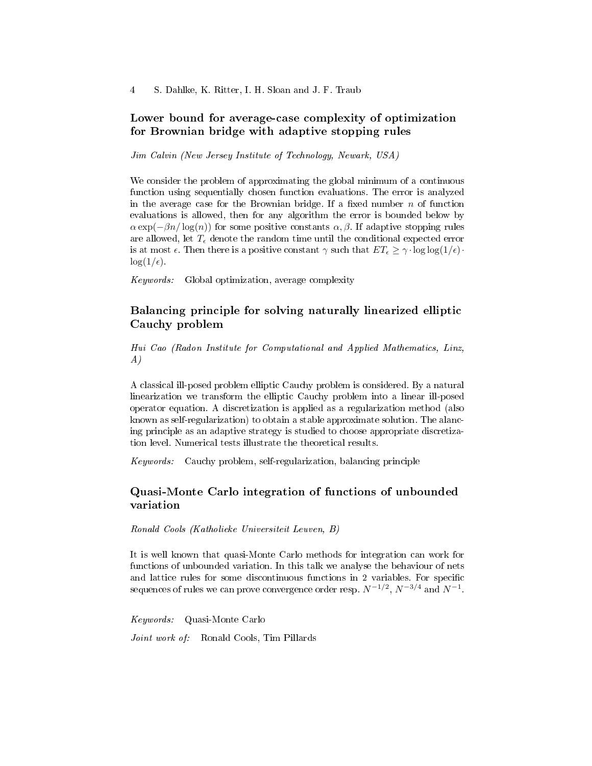## Lower bound for average-case complexity of optimization for Brownian bridge with adaptive stopping rules

*Jim Calvin (New Jersey Institute of Technology, Newark, USA)*

We consider the problem of approximating the global minimum of a continuous function using sequentially chosen function evaluations. The error is analyzed in the average case for the Brownian bridge. If a fixed number $n$ of function evaluations is allowed, then for any algorithm the error is bounded below by $\alpha \exp(-\beta n/\log(n))$ for some positive constants $\alpha, \beta$. If adaptive stopping rules are allowed, let $T_\epsilon$ denote the random time until the conditional expected error is at most $\epsilon$. Then there is a positive constant $\gamma$ such that $ET_\epsilon \geq \gamma \cdot \log\log(1/\epsilon) \cdot \log(1/\epsilon)$.

*Keywords:* Global optimization, average complexity

## Balancing principle for solving naturally linearized elliptic Cauchy problem

*Hui Cao (Radon Institute for Computational and Applied Mathematics, Linz, A)*

A classical ill-posed problem elliptic Cauchy problem is considered. By a natural linearization we transform the elliptic Cauchy problem into a linear ill-posed operator equation. A discretization is applied as a regularization method (also known as self-regularization) to obtain a stable approximate solution. The alancing principle as an adaptive strategy is studied to choose appropriate discretization level. Numerical tests illustrate the theoretical results.

*Keywords:* Cauchy problem, self-regularization, balancing principle

## Quasi-Monte Carlo integration of functions of unbounded variation

*Ronald Cools (Katholieke Universiteit Leuven, B)*

It is well known that quasi-Monte Carlo methods for integration can work for functions of unbounded variation. In this talk we analyse the behaviour of nets and lattice rules for some discontinuous functions in 2 variables. For specific sequences of rules we can prove convergence order resp. $N^{-1/2}$, $N^{-3/4}$ and $N^{-1}$.

*Keywords:* Quasi-Monte Carlo

*Joint work of:* Ronald Cools, Tim Pillards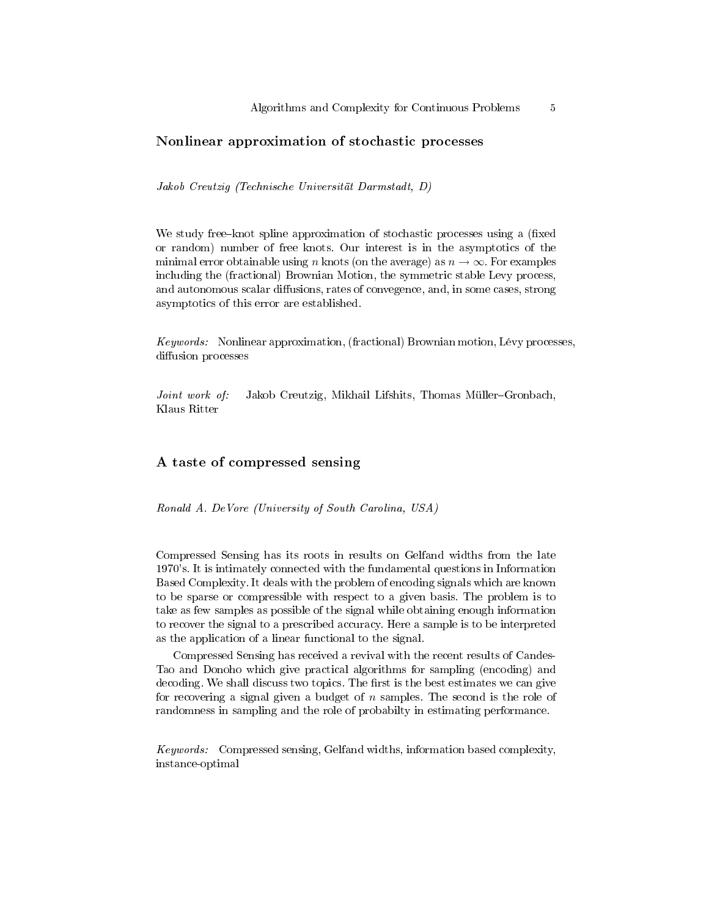## Nonlinear approximation of stochastic processes

*Jakob Creutzig (Technische Universität Darmstadt, D)*

We study free–knot spline approximation of stochastic processes using a (fixed or random) number of free knots. Our interest is in the asymptotics of the minimal error obtainable using $n$ knots (on the average) as $n \to \infty$. For examples including the (fractional) Brownian Motion, the symmetric stable Levy process, and autonomous scalar diffusions, rates of convegence, and, in some cases, strong asymptotics of this error are established.

*Keywords:* Nonlinear approximation, (fractional) Brownian motion, Lévy processes, diffusion processes

*Joint work of:* Jakob Creutzig, Mikhail Lifshits, Thomas Müller–Gronbach, Klaus Ritter

## A taste of compressed sensing

*Ronald A. DeVore (University of South Carolina, USA)*

Compressed Sensing has its roots in results on Gelfand widths from the late 1970's. It is intimately connected with the fundamental questions in Information Based Complexity. It deals with the problem of encoding signals which are known to be sparse or compressible with respect to a given basis. The problem is to take as few samples as possible of the signal while obtaining enough information to recover the signal to a prescribed accuracy. Here a sample is to be interpreted as the application of a linear functional to the signal.

Compressed Sensing has received a revival with the recent results of Candes-Tao and Donoho which give practical algorithms for sampling (encoding) and decoding. We shall discuss two topics. The first is the best estimates we can give for recovering a signal given a budget of $n$ samples. The second is the role of randomness in sampling and the role of probabilty in estimating performance.

*Keywords:* Compressed sensing, Gelfand widths, information based complexity, instance-optimal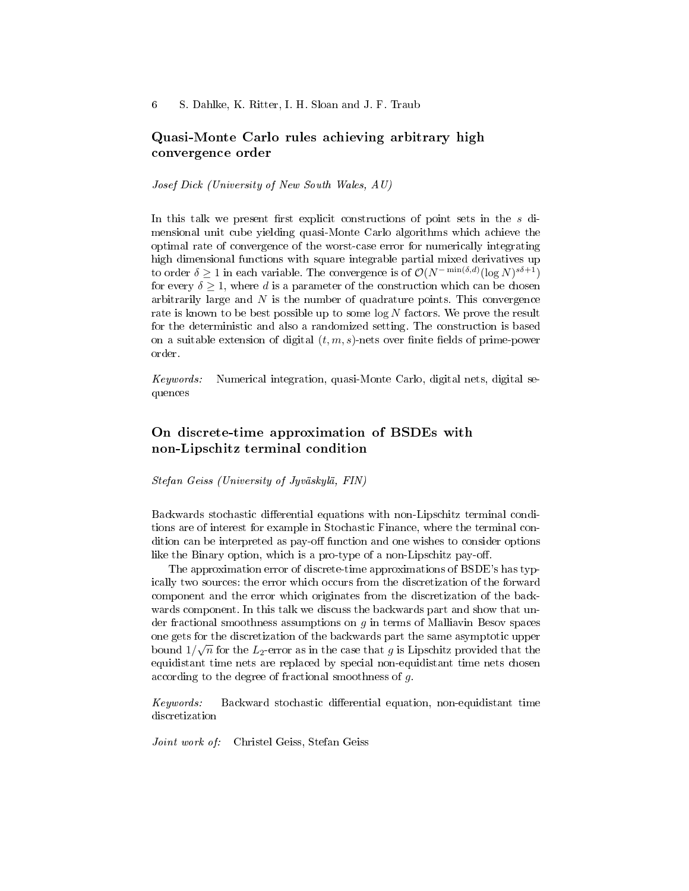## Quasi-Monte Carlo rules achieving arbitrary high convergence order

*Josef Dick (University of New South Wales, AU)*

In this talk we present first explicit constructions of point sets in the $s$ dimensional unit cube yielding quasi-Monte Carlo algorithms which achieve the optimal rate of convergence of the worst-case error for numerically integrating high dimensional functions with square integrable partial mixed derivatives up to order $\delta \geq 1$ in each variable. The convergence is of $\mathcal{O}(N^{-\min(\delta,d)}(\log N)^{s\delta+1})$ for every $\delta \geq 1$, where $d$ is a parameter of the construction which can be chosen arbitrarily large and $N$ is the number of quadrature points. This convergence rate is known to be best possible up to some $\log N$ factors. We prove the result for the deterministic and also a randomized setting. The construction is based on a suitable extension of digital $(t, m, s)$-nets over finite fields of prime-power order.

*Keywords:* Numerical integration, quasi-Monte Carlo, digital nets, digital sequences

## On discrete-time approximation of BSDEs with non-Lipschitz terminal condition

*Stefan Geiss (University of Jyväskylä, FIN)*

Backwards stochastic differential equations with non-Lipschitz terminal conditions are of interest for example in Stochastic Finance, where the terminal condition can be interpreted as pay-off function and one wishes to consider options like the Binary option, which is a pro-type of a non-Lipschitz pay-off.

The approximation error of discrete-time approximations of BSDE's has typically two sources: the error which occurs from the discretization of the forward component and the error which originates from the discretization of the backwards component. In this talk we discuss the backwards part and show that under fractional smoothness assumptions on $g$ in terms of Malliavin Besov spaces one gets for the discretization of the backwards part the same asymptotic upper bound $1/\sqrt{n}$ for the $L_2$-error as in the case that $g$ is Lipschitz provided that the equidistant time nets are replaced by special non-equidistant time nets chosen according to the degree of fractional smoothness of $g$.

*Keywords:* Backward stochastic differential equation, non-equidistant time discretization

*Joint work of:* Christel Geiss, Stefan Geiss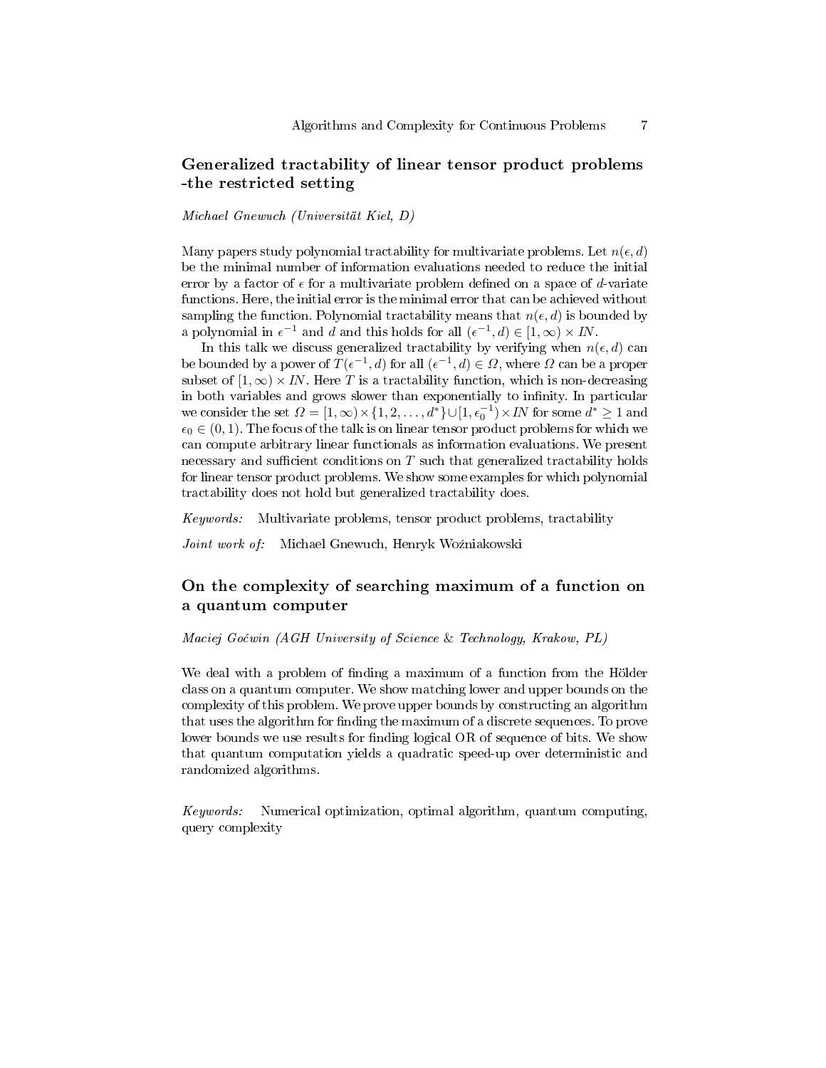## Generalized tractability of linear tensor product problems -the restricted setting

*Michael Gnewuch (Universität Kiel, D)*

Many papers study polynomial tractability for multivariate problems. Let $n(\epsilon, d)$ be the minimal number of information evaluations needed to reduce the initial error by a factor of $\epsilon$ for a multivariate problem defined on a space of $d$-variate functions. Here, the initial error is the minimal error that can be achieved without sampling the function. Polynomial tractability means that $n(\epsilon, d)$ is bounded by a polynomial in $\epsilon^{-1}$ and $d$ and this holds for all $(\epsilon^{-1}, d) \in [1, \infty) \times IN$.

In this talk we discuss generalized tractability by verifying when $n(\epsilon, d)$ can be bounded by a power of $T(\epsilon^{-1}, d)$ for all $(\epsilon^{-1}, d) \in \Omega$, where $\Omega$ can be a proper subset of $[1, \infty) \times IN$. Here $T$ is a tractability function, which is non-decreasing in both variables and grows slower than exponentially to infinity. In particular we consider the set $\Omega = [1, \infty) \times \{1, 2, \ldots, d^*\} \cup [1, \epsilon_0^{-1}) \times IN$ for some $d^* \geq 1$ and $\epsilon_0 \in (0, 1)$. The focus of the talk is on linear tensor product problems for which we can compute arbitrary linear functionals as information evaluations. We present necessary and sufficient conditions on $T$ such that generalized tractability holds for linear tensor product problems. We show some examples for which polynomial tractability does not hold but generalized tractability does.

*Keywords:* Multivariate problems, tensor product problems, tractability

*Joint work of:* Michael Gnewuch, Henryk Woźniakowski

## On the complexity of searching maximum of a function on a quantum computer

*Maciej Goćwin (AGH University of Science & Technology, Krakow, PL)*

We deal with a problem of finding a maximum of a function from the Hölder class on a quantum computer. We show matching lower and upper bounds on the complexity of this problem. We prove upper bounds by constructing an algorithm that uses the algorithm for finding the maximum of a discrete sequences. To prove lower bounds we use results for finding logical OR of sequence of bits. We show that quantum computation yields a quadratic speed-up over deterministic and randomized algorithms.

*Keywords:* Numerical optimization, optimal algorithm, quantum computing, query complexity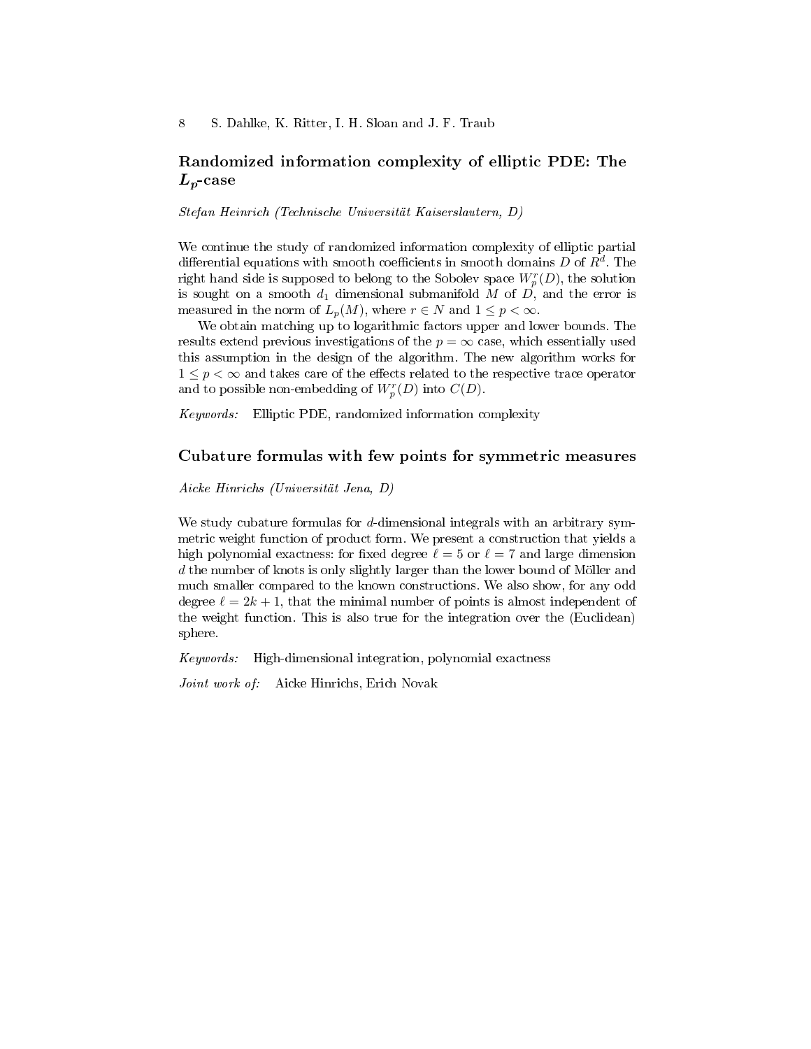## Randomized information complexity of elliptic PDE: The $L_p$-case

*Stefan Heinrich (Technische Universität Kaiserslautern, D)*

We continue the study of randomized information complexity of elliptic partial differential equations with smooth coefficients in smooth domains $D$ of $R^d$. The right hand side is supposed to belong to the Sobolev space $W_p^r(D)$, the solution is sought on a smooth $d_1$ dimensional submanifold $M$ of $D$, and the error is measured in the norm of $L_p(M)$, where $r \in N$ and $1 \leq p < \infty$.

We obtain matching up to logarithmic factors upper and lower bounds. The results extend previous investigations of the $p = \infty$ case, which essentially used this assumption in the design of the algorithm. The new algorithm works for $1 \leq p < \infty$ and takes care of the effects related to the respective trace operator and to possible non-embedding of $W_p^r(D)$ into $C(D)$.

*Keywords:* Elliptic PDE, randomized information complexity

## Cubature formulas with few points for symmetric measures

*Aicke Hinrichs (Universität Jena, D)*

We study cubature formulas for $d$-dimensional integrals with an arbitrary symmetric weight function of product form. We present a construction that yields a high polynomial exactness: for fixed degree $\ell = 5$ or $\ell = 7$ and large dimension $d$ the number of knots is only slightly larger than the lower bound of Möller and much smaller compared to the known constructions. We also show, for any odd degree $\ell = 2k + 1$, that the minimal number of points is almost independent of the weight function. This is also true for the integration over the (Euclidean) sphere.

*Keywords:* High-dimensional integration, polynomial exactness

*Joint work of:* Aicke Hinrichs, Erich Novak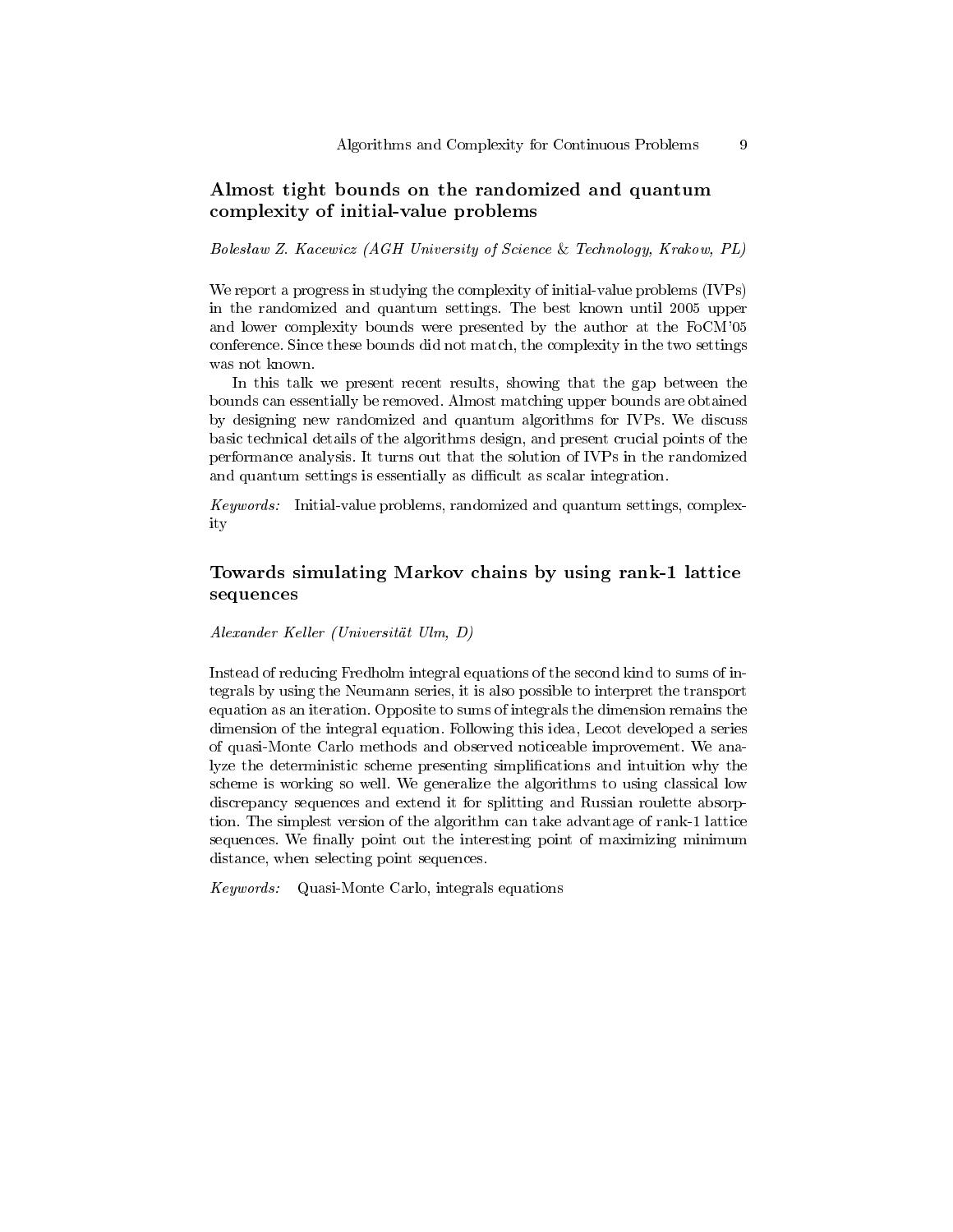## Almost tight bounds on the randomized and quantum complexity of initial-value problems

*Bolesław Z. Kacewicz (AGH University of Science & Technology, Krakow, PL)*

We report a progress in studying the complexity of initial-value problems (IVPs) in the randomized and quantum settings. The best known until 2005 upper and lower complexity bounds were presented by the author at the FoCM'05 conference. Since these bounds did not match, the complexity in the two settings was not known.

In this talk we present recent results, showing that the gap between the bounds can essentially be removed. Almost matching upper bounds are obtained by designing new randomized and quantum algorithms for IVPs. We discuss basic technical details of the algorithms design, and present crucial points of the performance analysis. It turns out that the solution of IVPs in the randomized and quantum settings is essentially as difficult as scalar integration.

*Keywords:* Initial-value problems, randomized and quantum settings, complexity

## Towards simulating Markov chains by using rank-1 lattice sequences

*Alexander Keller (Universität Ulm, D)*

Instead of reducing Fredholm integral equations of the second kind to sums of integrals by using the Neumann series, it is also possible to interpret the transport equation as an iteration. Opposite to sums of integrals the dimension remains the dimension of the integral equation. Following this idea, Lecot developed a series of quasi-Monte Carlo methods and observed noticeable improvement. We analyze the deterministic scheme presenting simplifications and intuition why the scheme is working so well. We generalize the algorithms to using classical low discrepancy sequences and extend it for splitting and Russian roulette absorption. The simplest version of the algorithm can take advantage of rank-1 lattice sequences. We finally point out the interesting point of maximizing minimum distance, when selecting point sequences.

*Keywords:* Quasi-Monte Carlo, integrals equations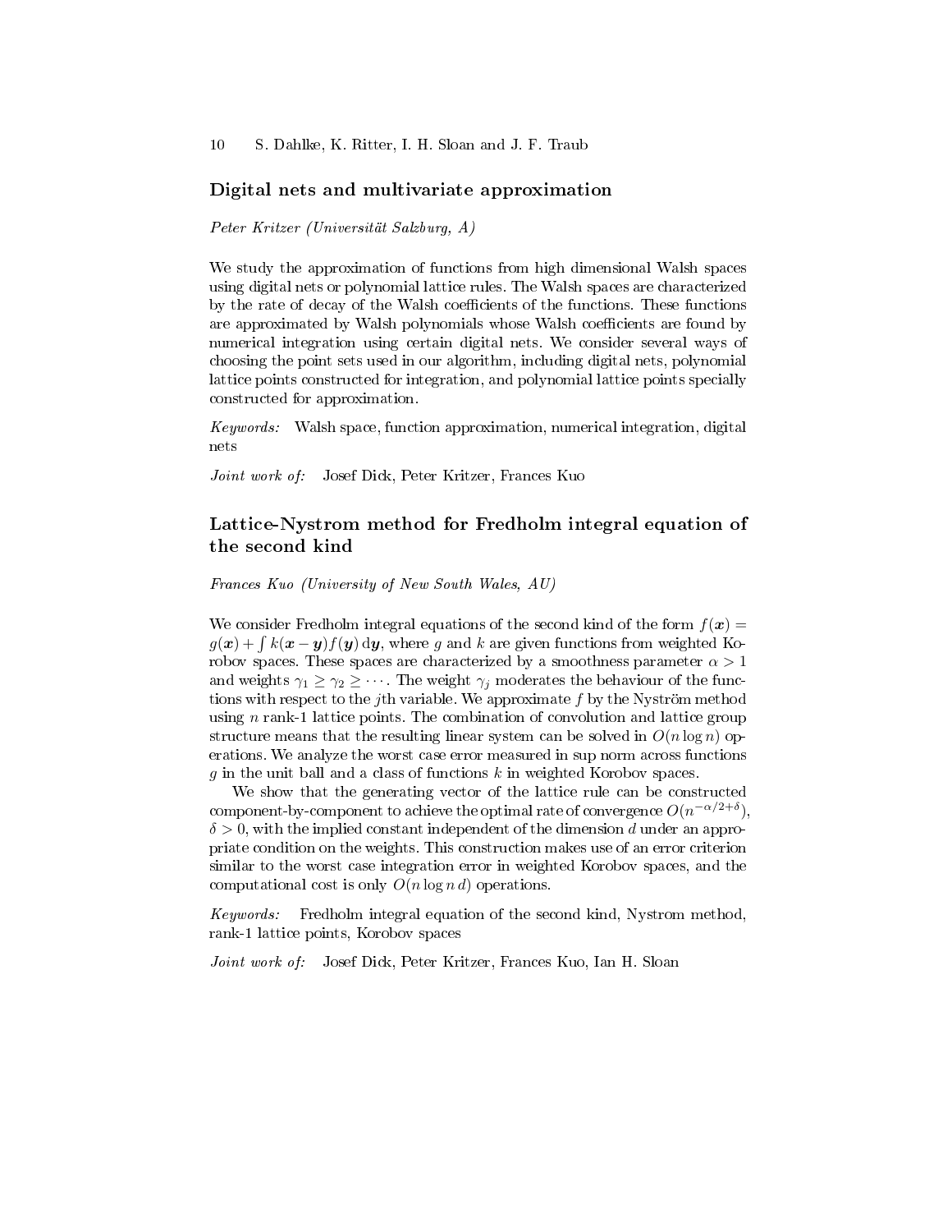## Digital nets and multivariate approximation

*Peter Kritzer (Universität Salzburg, A)*

We study the approximation of functions from high dimensional Walsh spaces using digital nets or polynomial lattice rules. The Walsh spaces are characterized by the rate of decay of the Walsh coefficients of the functions. These functions are approximated by Walsh polynomials whose Walsh coefficients are found by numerical integration using certain digital nets. We consider several ways of choosing the point sets used in our algorithm, including digital nets, polynomial lattice points constructed for integration, and polynomial lattice points specially constructed for approximation.

*Keywords:* Walsh space, function approximation, numerical integration, digital nets

*Joint work of:* Josef Dick, Peter Kritzer, Frances Kuo

## Lattice-Nystrom method for Fredholm integral equation of the second kind

*Frances Kuo (University of New South Wales, AU)*

We consider Fredholm integral equations of the second kind of the form $f(\boldsymbol{x}) = g(\boldsymbol{x}) + \int k(\boldsymbol{x} - \boldsymbol{y}) f(\boldsymbol{y}) \, \mathrm{d}\boldsymbol{y}$, where $g$ and $k$ are given functions from weighted Korobov spaces. These spaces are characterized by a smoothness parameter $\alpha > 1$ and weights $\gamma_1 \geq \gamma_2 \geq \cdots$. The weight $\gamma_j$ moderates the behaviour of the functions with respect to the $j$th variable. We approximate $f$ by the Nyström method using $n$ rank-1 lattice points. The combination of convolution and lattice group structure means that the resulting linear system can be solved in $O(n \log n)$ operations. We analyze the worst case error measured in sup norm across functions $g$ in the unit ball and a class of functions $k$ in weighted Korobov spaces.

We show that the generating vector of the lattice rule can be constructed component-by-component to achieve the optimal rate of convergence $O(n^{-\alpha/2+\delta})$, $\delta > 0$, with the implied constant independent of the dimension $d$ under an appropriate condition on the weights. This construction makes use of an error criterion similar to the worst case integration error in weighted Korobov spaces, and the computational cost is only $O(n \log n \, d)$ operations.

*Keywords:* Fredholm integral equation of the second kind, Nystrom method, rank-1 lattice points, Korobov spaces

*Joint work of:* Josef Dick, Peter Kritzer, Frances Kuo, Ian H. Sloan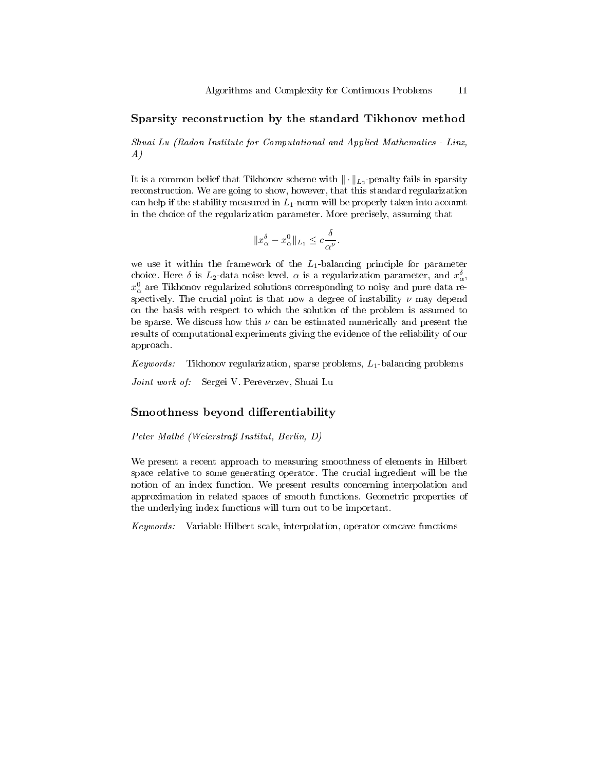## Sparsity reconstruction by the standard Tikhonov method

*Shuai Lu (Radon Institute for Computational and Applied Mathematics - Linz, A)*

It is a common belief that Tikhonov scheme with $\|\cdot\|_{L_2}$-penalty fails in sparsity reconstruction. We are going to show, however, that this standard regularization can help if the stability measured in $L_1$-norm will be properly taken into account in the choice of the regularization parameter. More precisely, assuming that

$$\|x_\alpha^\delta - x_\alpha^0\|_{L_1} \leq c\frac{\delta}{\alpha^\nu}.$$

we use it within the framework of the $L_1$-balancing principle for parameter choice. Here $\delta$ is $L_2$-data noise level, $\alpha$ is a regularization parameter, and $x_\alpha^\delta$, $x_\alpha^0$ are Tikhonov regularized solutions corresponding to noisy and pure data respectively. The crucial point is that now a degree of instability $\nu$ may depend on the basis with respect to which the solution of the problem is assumed to be sparse. We discuss how this $\nu$ can be estimated numerically and present the results of computational experiments giving the evidence of the reliability of our approach.

*Keywords:* Tikhonov regularization, sparse problems, $L_1$-balancing problems

*Joint work of:* Sergei V. Pereverzev, Shuai Lu

## Smoothness beyond differentiability

*Peter Mathé (Weierstraß Institut, Berlin, D)*

We present a recent approach to measuring smoothness of elements in Hilbert space relative to some generating operator. The crucial ingredient will be the notion of an index function. We present results concerning interpolation and approximation in related spaces of smooth functions. Geometric properties of the underlying index functions will turn out to be important.

*Keywords:* Variable Hilbert scale, interpolation, operator concave functions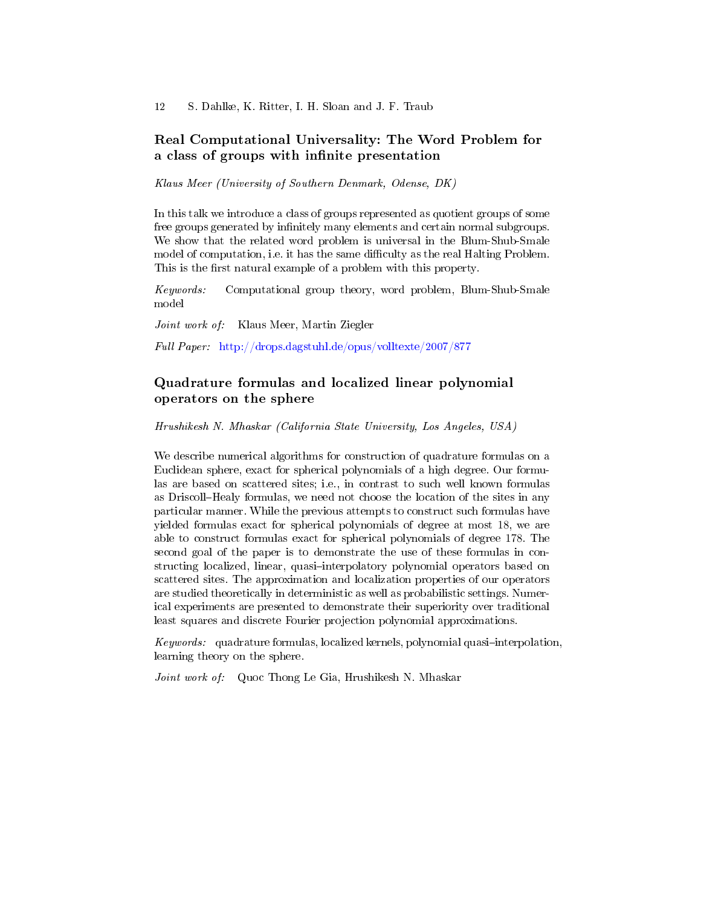## Real Computational Universality: The Word Problem for a class of groups with infinite presentation

*Klaus Meer (University of Southern Denmark, Odense, DK)*

In this talk we introduce a class of groups represented as quotient groups of some free groups generated by infinitely many elements and certain normal subgroups. We show that the related word problem is universal in the Blum-Shub-Smale model of computation, i.e. it has the same difficulty as the real Halting Problem. This is the first natural example of a problem with this property.

*Keywords:* Computational group theory, word problem, Blum-Shub-Smale model

*Joint work of:* Klaus Meer, Martin Ziegler

*Full Paper:* http://drops.dagstuhl.de/opus/volltexte/2007/877

## Quadrature formulas and localized linear polynomial operators on the sphere

*Hrushikesh N. Mhaskar (California State University, Los Angeles, USA)*

We describe numerical algorithms for construction of quadrature formulas on a Euclidean sphere, exact for spherical polynomials of a high degree. Our formulas are based on scattered sites; i.e., in contrast to such well known formulas as Driscoll–Healy formulas, we need not choose the location of the sites in any particular manner. While the previous attempts to construct such formulas have yielded formulas exact for spherical polynomials of degree at most 18, we are able to construct formulas exact for spherical polynomials of degree 178. The second goal of the paper is to demonstrate the use of these formulas in constructing localized, linear, quasi–interpolatory polynomial operators based on scattered sites. The approximation and localization properties of our operators are studied theoretically in deterministic as well as probabilistic settings. Numerical experiments are presented to demonstrate their superiority over traditional least squares and discrete Fourier projection polynomial approximations.

*Keywords:* quadrature formulas, localized kernels, polynomial quasi–interpolation, learning theory on the sphere.

*Joint work of:* Quoc Thong Le Gia, Hrushikesh N. Mhaskar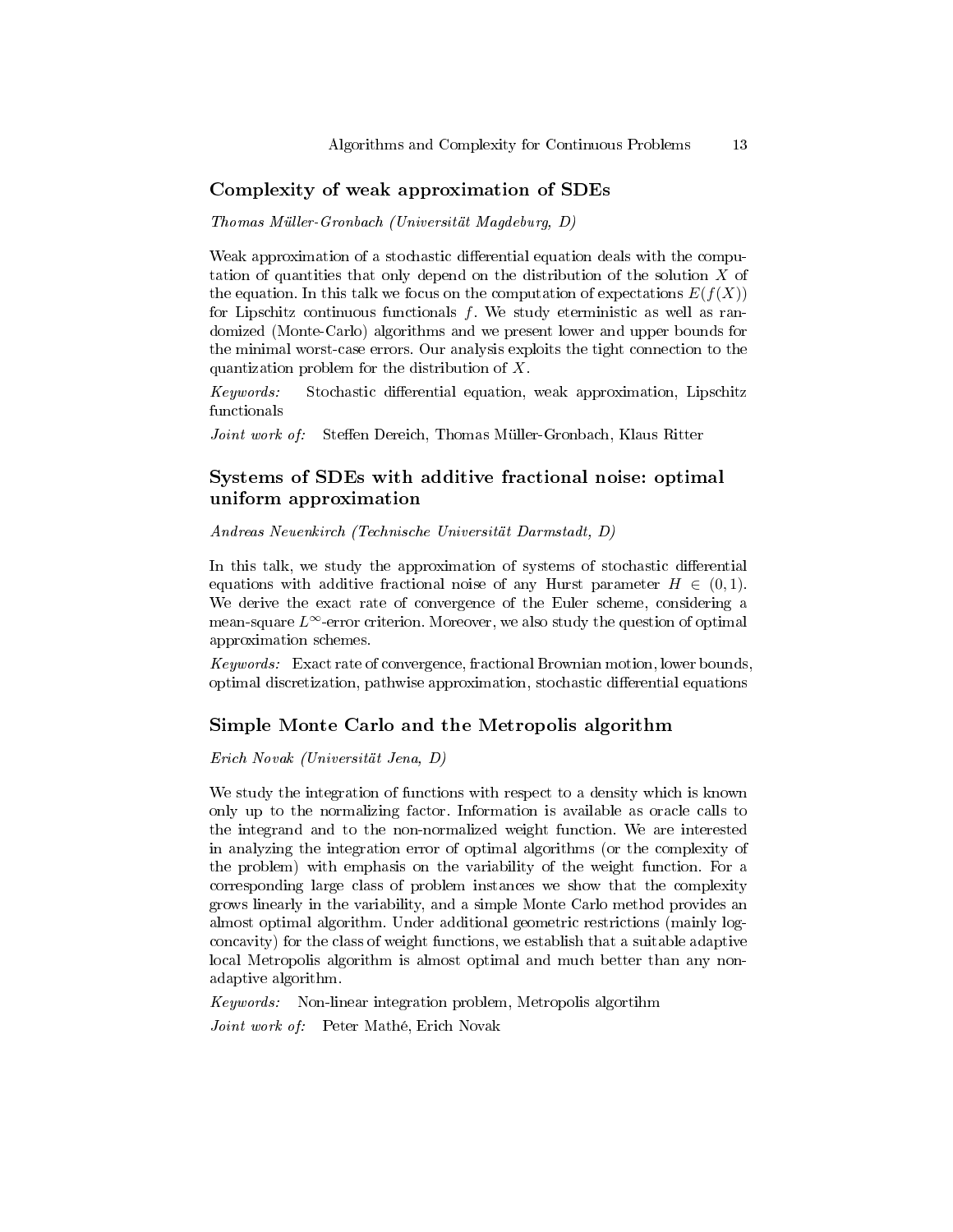## Complexity of weak approximation of SDEs

*Thomas Müller-Gronbach (Universität Magdeburg, D)*

Weak approximation of a stochastic differential equation deals with the computation of quantities that only depend on the distribution of the solution $X$ of the equation. In this talk we focus on the computation of expectations $E(f(X))$ for Lipschitz continuous functionals $f$. We study eterministic as well as randomized (Monte-Carlo) algorithms and we present lower and upper bounds for the minimal worst-case errors. Our analysis exploits the tight connection to the quantization problem for the distribution of $X$.

*Keywords:* Stochastic differential equation, weak approximation, Lipschitz functionals

*Joint work of:* Steffen Dereich, Thomas Müller-Gronbach, Klaus Ritter

## Systems of SDEs with additive fractional noise: optimal uniform approximation

*Andreas Neuenkirch (Technische Universität Darmstadt, D)*

In this talk, we study the approximation of systems of stochastic differential equations with additive fractional noise of any Hurst parameter $H \in (0,1)$. We derive the exact rate of convergence of the Euler scheme, considering a mean-square $L^{\infty}$-error criterion. Moreover, we also study the question of optimal approximation schemes.

*Keywords:* Exact rate of convergence, fractional Brownian motion, lower bounds, optimal discretization, pathwise approximation, stochastic differential equations

## Simple Monte Carlo and the Metropolis algorithm

*Erich Novak (Universität Jena, D)*

We study the integration of functions with respect to a density which is known only up to the normalizing factor. Information is available as oracle calls to the integrand and to the non-normalized weight function. We are interested in analyzing the integration error of optimal algorithms (or the complexity of the problem) with emphasis on the variability of the weight function. For a corresponding large class of problem instances we show that the complexity grows linearly in the variability, and a simple Monte Carlo method provides an almost optimal algorithm. Under additional geometric restrictions (mainly log-concavity) for the class of weight functions, we establish that a suitable adaptive local Metropolis algorithm is almost optimal and much better than any non-adaptive algorithm.

*Keywords:* Non-linear integration problem, Metropolis algortihm

*Joint work of:* Peter Mathé, Erich Novak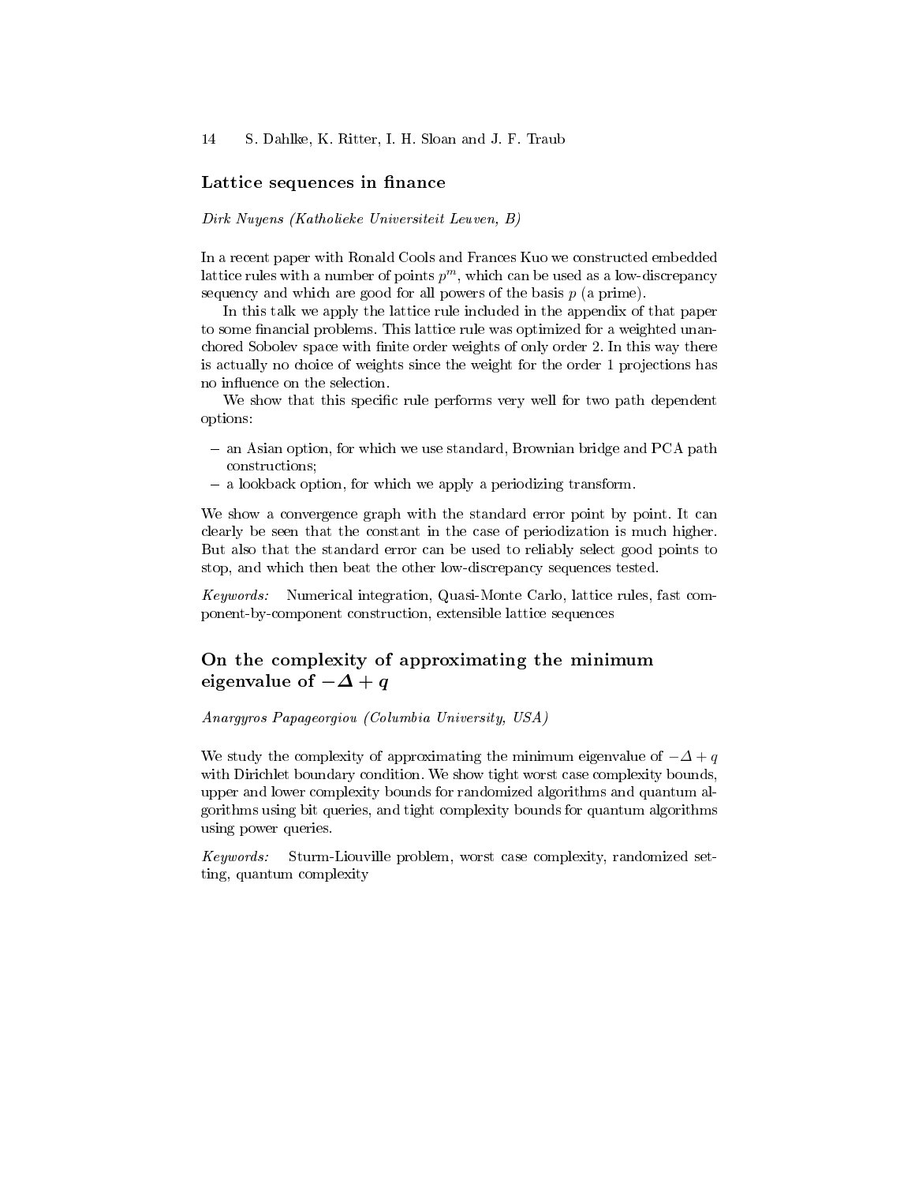## Lattice sequences in finance

*Dirk Nuyens (Katholieke Universiteit Leuven, B)*

In a recent paper with Ronald Cools and Frances Kuo we constructed embedded lattice rules with a number of points $p^m$, which can be used as a low-discrepancy sequency and which are good for all powers of the basis $p$ (a prime).

In this talk we apply the lattice rule included in the appendix of that paper to some financial problems. This lattice rule was optimized for a weighted unanchored Sobolev space with finite order weights of only order 2. In this way there is actually no choice of weights since the weight for the order 1 projections has no influence on the selection.

We show that this specific rule performs very well for two path dependent options:

- an Asian option, for which we use standard, Brownian bridge and PCA path constructions;
- a lookback option, for which we apply a periodizing transform.

We show a convergence graph with the standard error point by point. It can clearly be seen that the constant in the case of periodization is much higher. But also that the standard error can be used to reliably select good points to stop, and which then beat the other low-discrepancy sequences tested.

*Keywords:* Numerical integration, Quasi-Monte Carlo, lattice rules, fast component-by-component construction, extensible lattice sequences

## On the complexity of approximating the minimum eigenvalue of $-\Delta + q$

*Anargyros Papageorgiou (Columbia University, USA)*

We study the complexity of approximating the minimum eigenvalue of $-\Delta + q$ with Dirichlet boundary condition. We show tight worst case complexity bounds, upper and lower complexity bounds for randomized algorithms and quantum algorithms using bit queries, and tight complexity bounds for quantum algorithms using power queries.

*Keywords:* Sturm-Liouville problem, worst case complexity, randomized setting, quantum complexity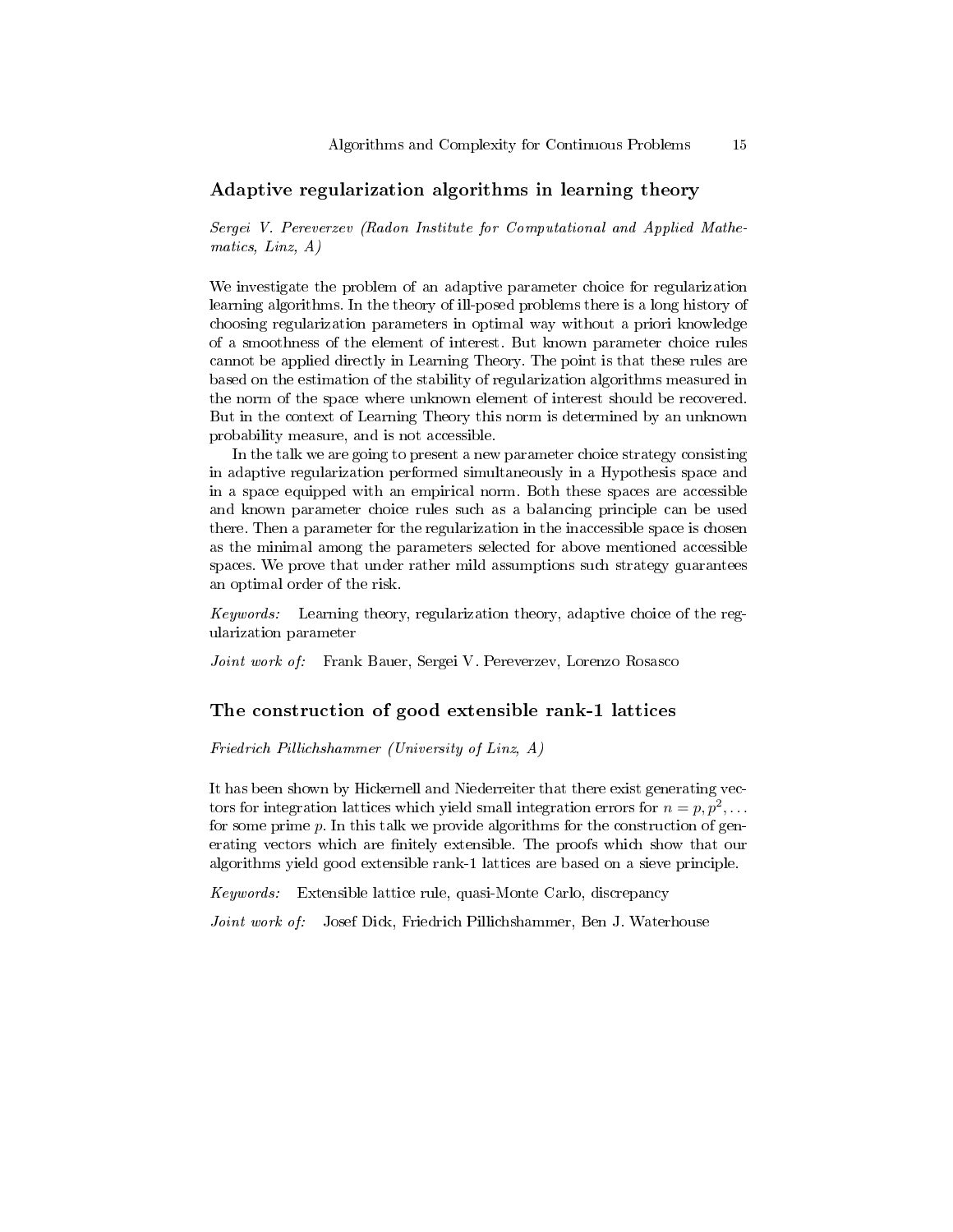## Adaptive regularization algorithms in learning theory

*Sergei V. Pereverzev (Radon Institute for Computational and Applied Mathematics, Linz, A)*

We investigate the problem of an adaptive parameter choice for regularization learning algorithms. In the theory of ill-posed problems there is a long history of choosing regularization parameters in optimal way without a priori knowledge of a smoothness of the element of interest. But known parameter choice rules cannot be applied directly in Learning Theory. The point is that these rules are based on the estimation of the stability of regularization algorithms measured in the norm of the space where unknown element of interest should be recovered. But in the context of Learning Theory this norm is determined by an unknown probability measure, and is not accessible.

In the talk we are going to present a new parameter choice strategy consisting in adaptive regularization performed simultaneously in a Hypothesis space and in a space equipped with an empirical norm. Both these spaces are accessible and known parameter choice rules such as a balancing principle can be used there. Then a parameter for the regularization in the inaccessible space is chosen as the minimal among the parameters selected for above mentioned accessible spaces. We prove that under rather mild assumptions such strategy guarantees an optimal order of the risk.

*Keywords:* Learning theory, regularization theory, adaptive choice of the regularization parameter

*Joint work of:* Frank Bauer, Sergei V. Pereverzev, Lorenzo Rosasco

## The construction of good extensible rank-1 lattices

*Friedrich Pillichshammer (University of Linz, A)*

It has been shown by Hickernell and Niederreiter that there exist generating vectors for integration lattices which yield small integration errors for $n = p, p^2, \ldots$ for some prime $p$. In this talk we provide algorithms for the construction of generating vectors which are finitely extensible. The proofs which show that our algorithms yield good extensible rank-1 lattices are based on a sieve principle.

*Keywords:* Extensible lattice rule, quasi-Monte Carlo, discrepancy

*Joint work of:* Josef Dick, Friedrich Pillichshammer, Ben J. Waterhouse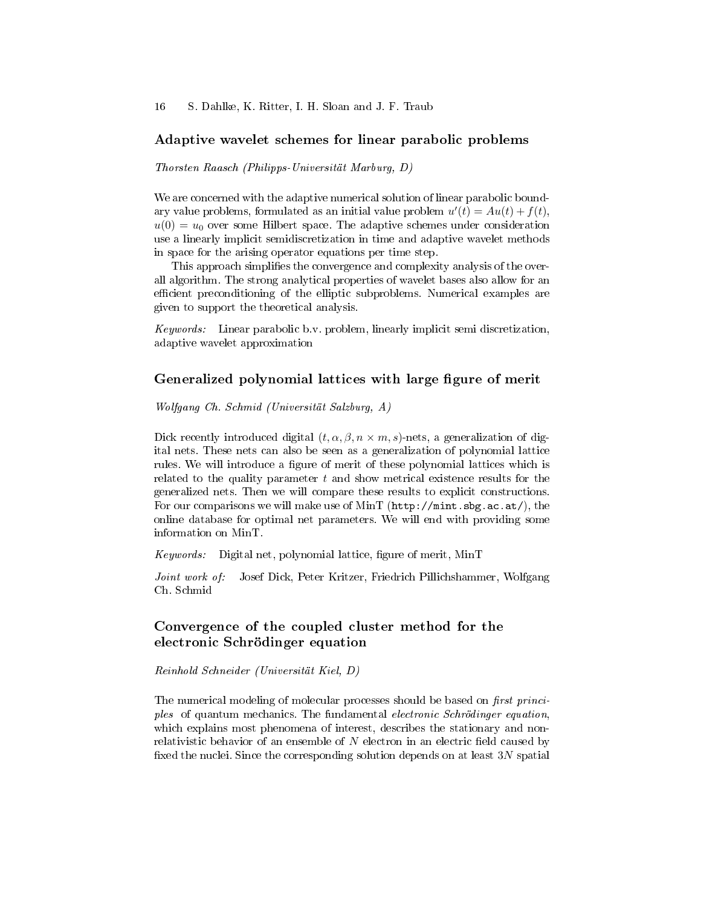## Adaptive wavelet schemes for linear parabolic problems

*Thorsten Raasch (Philipps-Universität Marburg, D)*

We are concerned with the adaptive numerical solution of linear parabolic boundary value problems, formulated as an initial value problem $u'(t) = Au(t) + f(t)$, $u(0) = u_0$ over some Hilbert space. The adaptive schemes under consideration use a linearly implicit semidiscretization in time and adaptive wavelet methods in space for the arising operator equations per time step.

This approach simplifies the convergence and complexity analysis of the overall algorithm. The strong analytical properties of wavelet bases also allow for an efficient preconditioning of the elliptic subproblems. Numerical examples are given to support the theoretical analysis.

*Keywords:* Linear parabolic b.v. problem, linearly implicit semi discretization, adaptive wavelet approximation

## Generalized polynomial lattices with large figure of merit

*Wolfgang Ch. Schmid (Universität Salzburg, A)*

Dick recently introduced digital $(t, \alpha, \beta, n \times m, s)$-nets, a generalization of digital nets. These nets can also be seen as a generalization of polynomial lattice rules. We will introduce a figure of merit of these polynomial lattices which is related to the quality parameter $t$ and show metrical existence results for the generalized nets. Then we will compare these results to explicit constructions. For our comparisons we will make use of MinT (`http://mint.sbg.ac.at/`), the online database for optimal net parameters. We will end with providing some information on MinT.

*Keywords:* Digital net, polynomial lattice, figure of merit, MinT

*Joint work of:* Josef Dick, Peter Kritzer, Friedrich Pillichshammer, Wolfgang Ch. Schmid

## Convergence of the coupled cluster method for the electronic Schrödinger equation

*Reinhold Schneider (Universität Kiel, D)*

The numerical modeling of molecular processes should be based on *first principles* of quantum mechanics. The fundamental *electronic Schrödinger equation*, which explains most phenomena of interest, describes the stationary and nonrelativistic behavior of an ensemble of $N$ electron in an electric field caused by fixed the nuclei. Since the corresponding solution depends on at least $3N$ spatial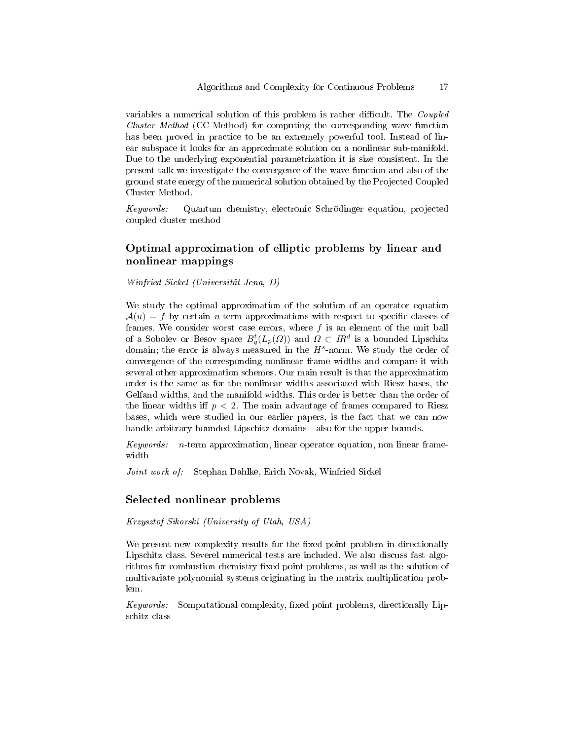variables a numerical solution of this problem is rather difficult. The *Coupled Cluster Method* (CC-Method) for computing the corresponding wave function has been proved in practice to be an extremely powerful tool. Instead of linear subspace it looks for an approximate solution on a nonlinear sub-manifold. Due to the underlying exponential parametrization it is size consistent. In the present talk we investigate the convergence of the wave function and also of the ground state energy of the numerical solution obtained by the Projected Coupled Cluster Method.

*Keywords:* Quantum chemistry, electronic Schrödinger equation, projected coupled cluster method

## Optimal approximation of elliptic problems by linear and nonlinear mappings

*Winfried Sickel (Universität Jena, D)*

We study the optimal approximation of the solution of an operator equation $\mathcal{A}(u) = f$ by certain $n$-term approximations with respect to specific classes of frames. We consider worst case errors, where $f$ is an element of the unit ball of a Sobolev or Besov space $B^t_q(L_p(\Omega))$ and $\Omega \subset I\!R^d$ is a bounded Lipschitz domain; the error is always measured in the $H^s$-norm. We study the order of convergence of the corresponding nonlinear frame widths and compare it with several other approximation schemes. Our main result is that the approximation order is the same as for the nonlinear widths associated with Riesz bases, the Gelfand widths, and the manifold widths. This order is better than the order of the linear widths iff $p < 2$. The main advantage of frames compared to Riesz bases, which were studied in our earlier papers, is the fact that we can now handle arbitrary bounded Lipschitz domains—also for the upper bounds.

*Keywords:* $n$-term approximation, linear operator equation, non linear frame-width

*Joint work of:* Stephan Dahlke, Erich Novak, Winfried Sickel

## Selected nonlinear problems

*Krzysztof Sikorski (University of Utah, USA)*

We present new complexity results for the fixed point problem in directionally Lipschitz class. Severel numerical tests are included. We also discuss fast algorithms for combustion chemistry fixed point problems, as well as the solution of multivariate polynomial systems originating in the matrix multiplication problem.

*Keywords:* Somputational complexity, fixed point problems, directionally Lipschitz class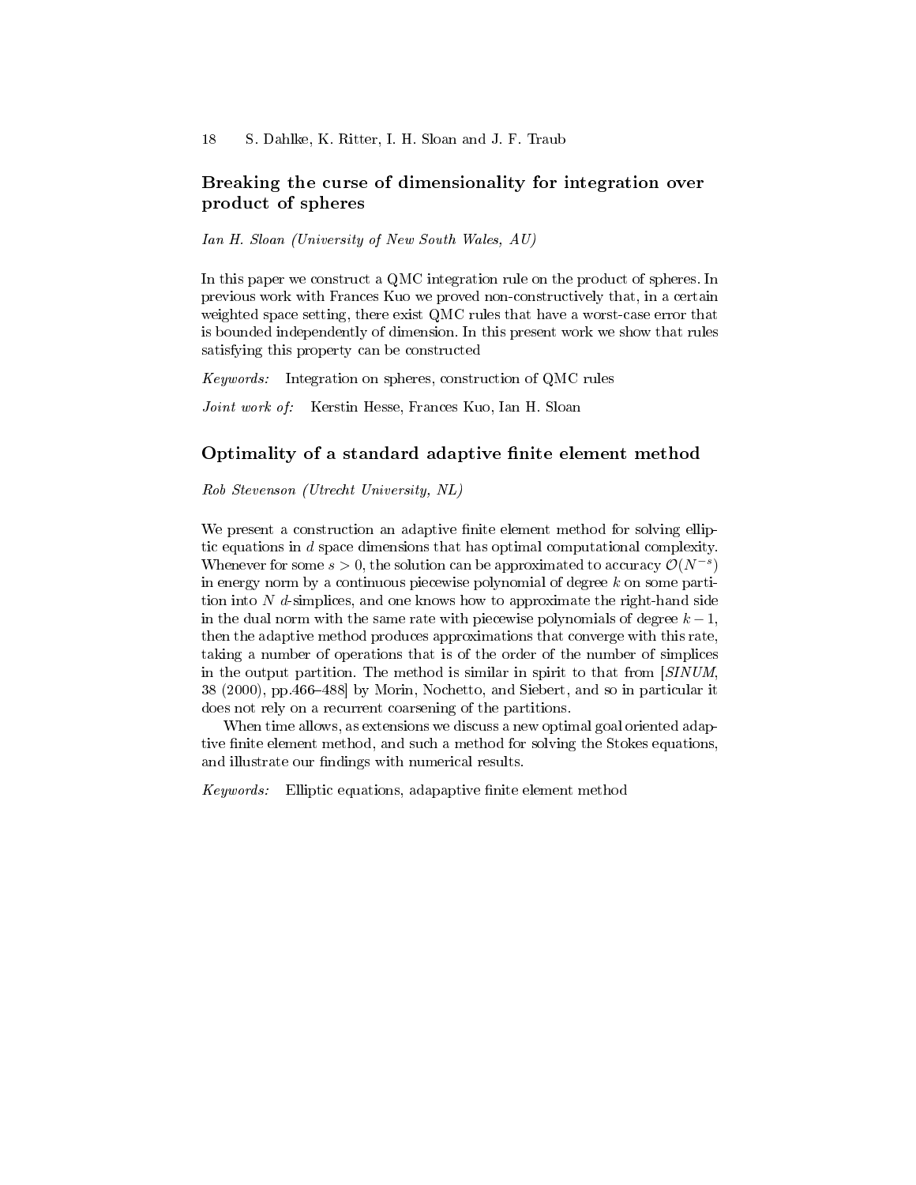## Breaking the curse of dimensionality for integration over product of spheres

*Ian H. Sloan (University of New South Wales, AU)*

In this paper we construct a QMC integration rule on the product of spheres. In previous work with Frances Kuo we proved non-constructively that, in a certain weighted space setting, there exist QMC rules that have a worst-case error that is bounded independently of dimension. In this present work we show that rules satisfying this property can be constructed

*Keywords:* Integration on spheres, construction of QMC rules

*Joint work of:* Kerstin Hesse, Frances Kuo, Ian H. Sloan

## Optimality of a standard adaptive finite element method

*Rob Stevenson (Utrecht University, NL)*

We present a construction an adaptive finite element method for solving elliptic equations in $d$ space dimensions that has optimal computational complexity. Whenever for some $s > 0$, the solution can be approximated to accuracy $\mathcal{O}(N^{-s})$ in energy norm by a continuous piecewise polynomial of degree $k$ on some partition into $N$ $d$-simplices, and one knows how to approximate the right-hand side in the dual norm with the same rate with piecewise polynomials of degree $k-1$, then the adaptive method produces approximations that converge with this rate, taking a number of operations that is of the order of the number of simplices in the output partition. The method is similar in spirit to that from [*SINUM*, 38 (2000), pp.466–488] by Morin, Nochetto, and Siebert, and so in particular it does not rely on a recurrent coarsening of the partitions.

When time allows, as extensions we discuss a new optimal goal oriented adaptive finite element method, and such a method for solving the Stokes equations, and illustrate our findings with numerical results.

*Keywords:* Elliptic equations, adapaptive finite element method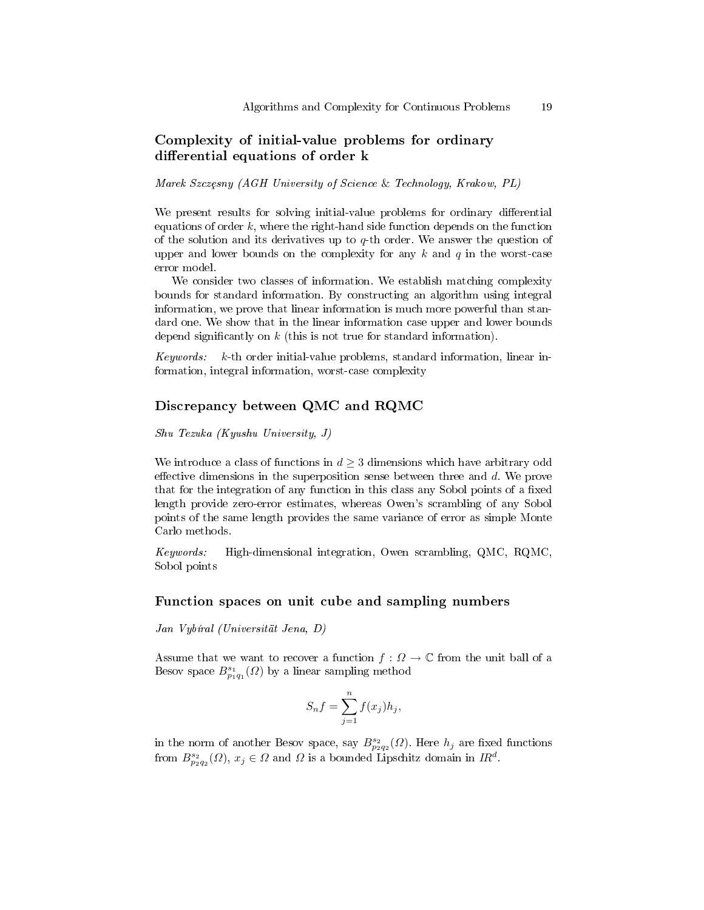## Complexity of initial-value problems for ordinary differential equations of order k

*Marek Szczęsny (AGH University of Science & Technology, Krakow, PL)*

We present results for solving initial-value problems for ordinary differential equations of order $k$, where the right-hand side function depends on the function of the solution and its derivatives up to $q$-th order. We answer the question of upper and lower bounds on the complexity for any $k$ and $q$ in the worst-case error model.

We consider two classes of information. We establish matching complexity bounds for standard information. By constructing an algorithm using integral information, we prove that linear information is much more powerful than standard one. We show that in the linear information case upper and lower bounds depend significantly on $k$ (this is not true for standard information).

*Keywords:* $k$-th order initial-value problems, standard information, linear information, integral information, worst-case complexity

## Discrepancy between QMC and RQMC

*Shu Tezuka (Kyushu University, J)*

We introduce a class of functions in $d \geq 3$ dimensions which have arbitrary odd effective dimensions in the superposition sense between three and $d$. We prove that for the integration of any function in this class any Sobol points of a fixed length provide zero-error estimates, whereas Owen's scrambling of any Sobol points of the same length provides the same variance of error as simple Monte Carlo methods.

*Keywords:* High-dimensional integration, Owen scrambling, QMC, RQMC, Sobol points

## Function spaces on unit cube and sampling numbers

*Jan Vybíral (Universität Jena, D)*

Assume that we want to recover a function $f : \Omega \to \mathbb{C}$ from the unit ball of a Besov space $B^{s_1}_{p_1 q_1}(\Omega)$ by a linear sampling method

$$S_n f = \sum_{j=1}^{n} f(x_j) h_j,$$

in the norm of another Besov space, say $B^{s_2}_{p_2 q_2}(\Omega)$. Here $h_j$ are fixed functions from $B^{s_2}_{p_2 q_2}(\Omega)$, $x_j \in \Omega$ and $\Omega$ is a bounded Lipschitz domain in $I\!R^d$.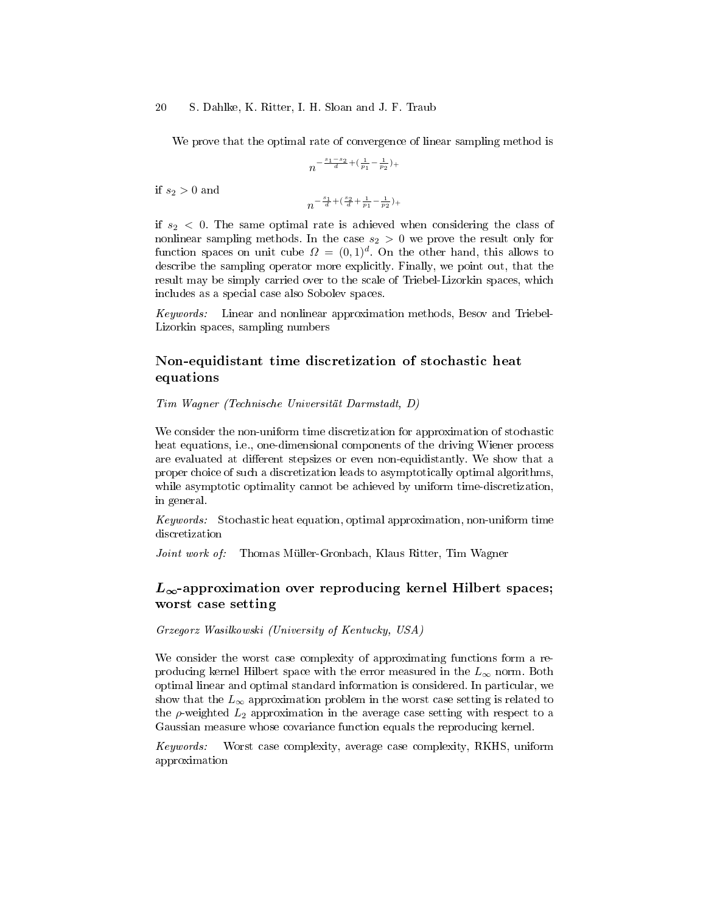We prove that the optimal rate of convergence of linear sampling method is

$$n^{-\frac{s_1-s_2}{d}+(\frac{1}{p_1}-\frac{1}{p_2})_+}$$

if $s_2 > 0$ and

$$n^{-\frac{s_1}{d}+(\frac{s_2}{d}+\frac{1}{p_1}-\frac{1}{p_2})_+}$$

if $s_2 < 0$. The same optimal rate is achieved when considering the class of nonlinear sampling methods. In the case $s_2 > 0$ we prove the result only for function spaces on unit cube $\Omega = (0,1)^d$. On the other hand, this allows to describe the sampling operator more explicitly. Finally, we point out, that the result may be simply carried over to the scale of Triebel-Lizorkin spaces, which includes as a special case also Sobolev spaces.

*Keywords:* Linear and nonlinear approximation methods, Besov and Triebel-Lizorkin spaces, sampling numbers

## Non-equidistant time discretization of stochastic heat equations

*Tim Wagner (Technische Universität Darmstadt, D)*

We consider the non-uniform time discretization for approximation of stochastic heat equations, i.e., one-dimensional components of the driving Wiener process are evaluated at different stepsizes or even non-equidistantly. We show that a proper choice of such a discretization leads to asymptotically optimal algorithms, while asymptotic optimality cannot be achieved by uniform time-discretization, in general.

*Keywords:* Stochastic heat equation, optimal approximation, non-uniform time discretization

*Joint work of:* Thomas Müller-Gronbach, Klaus Ritter, Tim Wagner

## $L_\infty$-approximation over reproducing kernel Hilbert spaces; worst case setting

*Grzegorz Wasilkowski (University of Kentucky, USA)*

We consider the worst case complexity of approximating functions form a reproducing kernel Hilbert space with the error measured in the $L_\infty$ norm. Both optimal linear and optimal standard information is considered. In particular, we show that the $L_\infty$ approximation problem in the worst case setting is related to the $\rho$-weighted $L_2$ approximation in the average case setting with respect to a Gaussian measure whose covariance function equals the reproducing kernel.

*Keywords:* Worst case complexity, average case complexity, RKHS, uniform approximation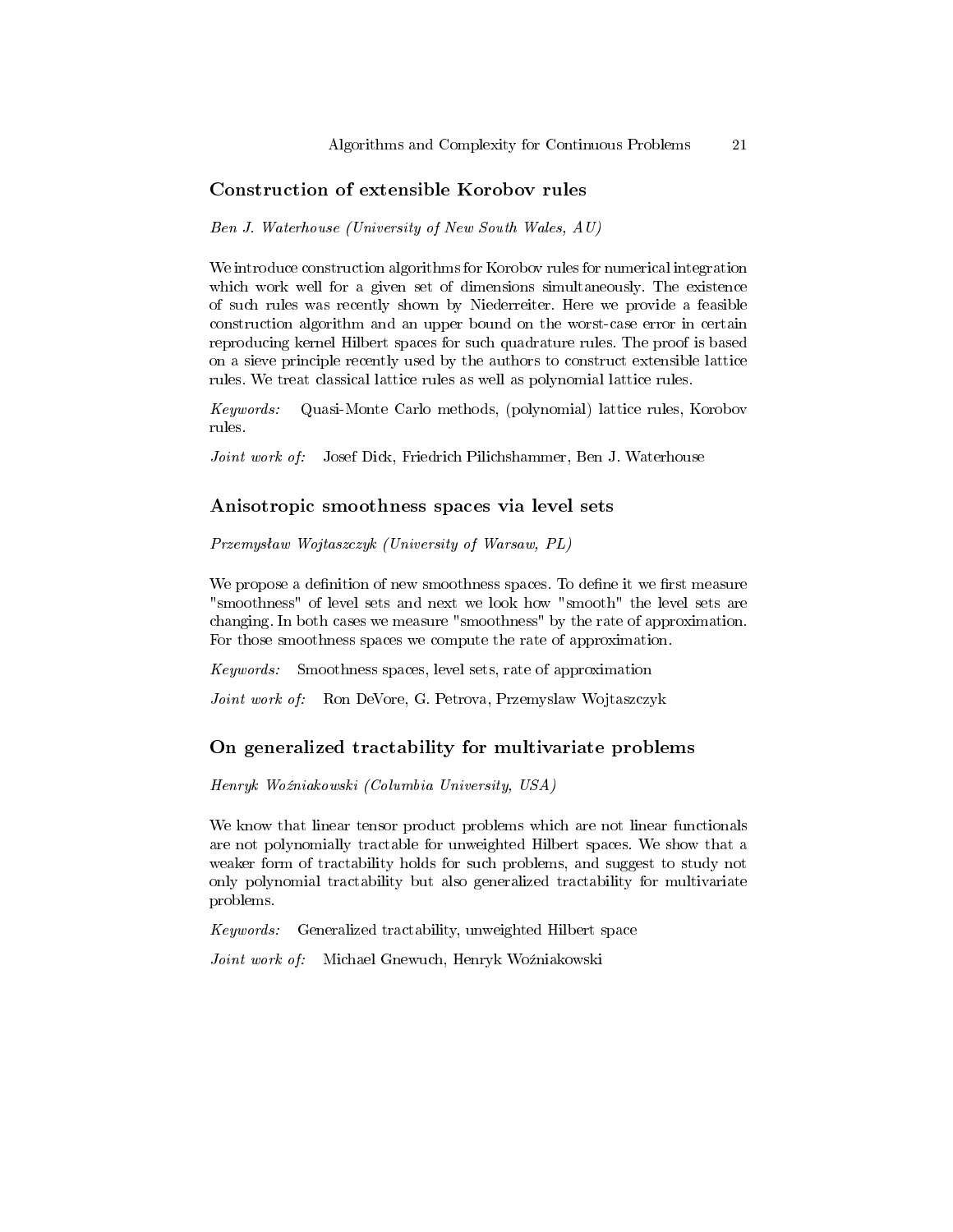## Construction of extensible Korobov rules

*Ben J. Waterhouse (University of New South Wales, AU)*

We introduce construction algorithms for Korobov rules for numerical integration which work well for a given set of dimensions simultaneously. The existence of such rules was recently shown by Niederreiter. Here we provide a feasible construction algorithm and an upper bound on the worst-case error in certain reproducing kernel Hilbert spaces for such quadrature rules. The proof is based on a sieve principle recently used by the authors to construct extensible lattice rules. We treat classical lattice rules as well as polynomial lattice rules.

*Keywords:* Quasi-Monte Carlo methods, (polynomial) lattice rules, Korobov rules.

*Joint work of:* Josef Dick, Friedrich Pilichshammer, Ben J. Waterhouse

## Anisotropic smoothness spaces via level sets

*Przemysław Wojtaszczyk (University of Warsaw, PL)*

We propose a definition of new smoothness spaces. To define it we first measure "smoothness" of level sets and next we look how "smooth" the level sets are changing. In both cases we measure "smoothness" by the rate of approximation. For those smoothness spaces we compute the rate of approximation.

*Keywords:* Smoothness spaces, level sets, rate of approximation

*Joint work of:* Ron DeVore, G. Petrova, Przemyslaw Wojtaszczyk

## On generalized tractability for multivariate problems

*Henryk Woźniakowski (Columbia University, USA)*

We know that linear tensor product problems which are not linear functionals are not polynomially tractable for unweighted Hilbert spaces. We show that a weaker form of tractability holds for such problems, and suggest to study not only polynomial tractability but also generalized tractability for multivariate problems.

*Keywords:* Generalized tractability, unweighted Hilbert space

*Joint work of:* Michael Gnewuch, Henryk Woźniakowski